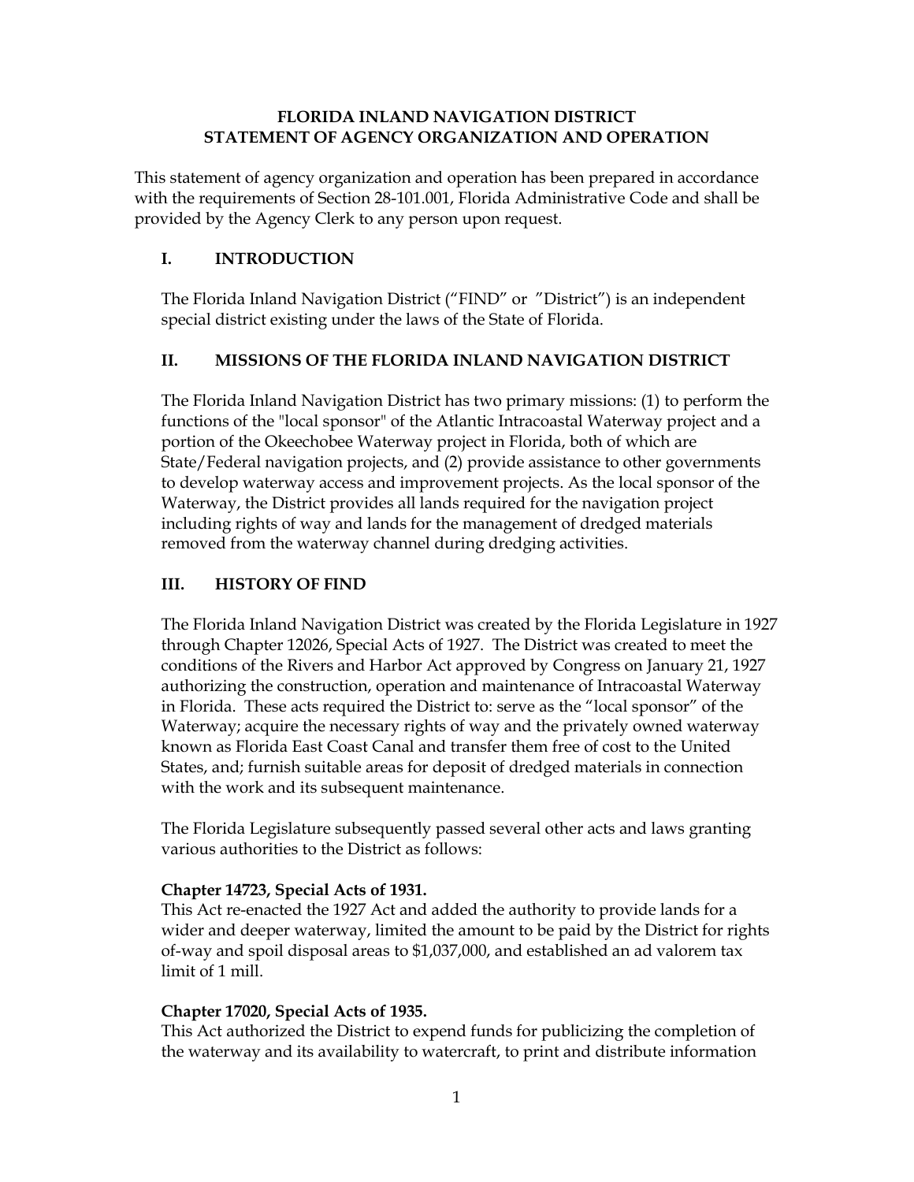# FLORIDA INLAND NAVIGATION DISTRICT
# STATEMENT OF AGENCY ORGANIZATION AND OPERATION

This statement of agency organization and operation has been prepared in accordance with the requirements of Section 28-101.001, Florida Administrative Code and shall be provided by the Agency Clerk to any person upon request.

## I. INTRODUCTION

The Florida Inland Navigation District ("FIND" or "District") is an independent special district existing under the laws of the State of Florida.

## II. MISSIONS OF THE FLORIDA INLAND NAVIGATION DISTRICT

The Florida Inland Navigation District has two primary missions: (1) to perform the functions of the "local sponsor" of the Atlantic Intracoastal Waterway project and a portion of the Okeechobee Waterway project in Florida, both of which are State/Federal navigation projects, and (2) provide assistance to other governments to develop waterway access and improvement projects. As the local sponsor of the Waterway, the District provides all lands required for the navigation project including rights of way and lands for the management of dredged materials removed from the waterway channel during dredging activities.

## III. HISTORY OF FIND

The Florida Inland Navigation District was created by the Florida Legislature in 1927 through Chapter 12026, Special Acts of 1927. The District was created to meet the conditions of the Rivers and Harbor Act approved by Congress on January 21, 1927 authorizing the construction, operation and maintenance of Intracoastal Waterway in Florida. These acts required the District to: serve as the "local sponsor" of the Waterway; acquire the necessary rights of way and the privately owned waterway known as Florida East Coast Canal and transfer them free of cost to the United States, and; furnish suitable areas for deposit of dredged materials in connection with the work and its subsequent maintenance.

The Florida Legislature subsequently passed several other acts and laws granting various authorities to the District as follows:

**Chapter 14723, Special Acts of 1931.**
This Act re-enacted the 1927 Act and added the authority to provide lands for a wider and deeper waterway, limited the amount to be paid by the District for rights of-way and spoil disposal areas to $1,037,000, and established an ad valorem tax limit of 1 mill.

**Chapter 17020, Special Acts of 1935.**
This Act authorized the District to expend funds for publicizing the completion of the waterway and its availability to watercraft, to print and distribute information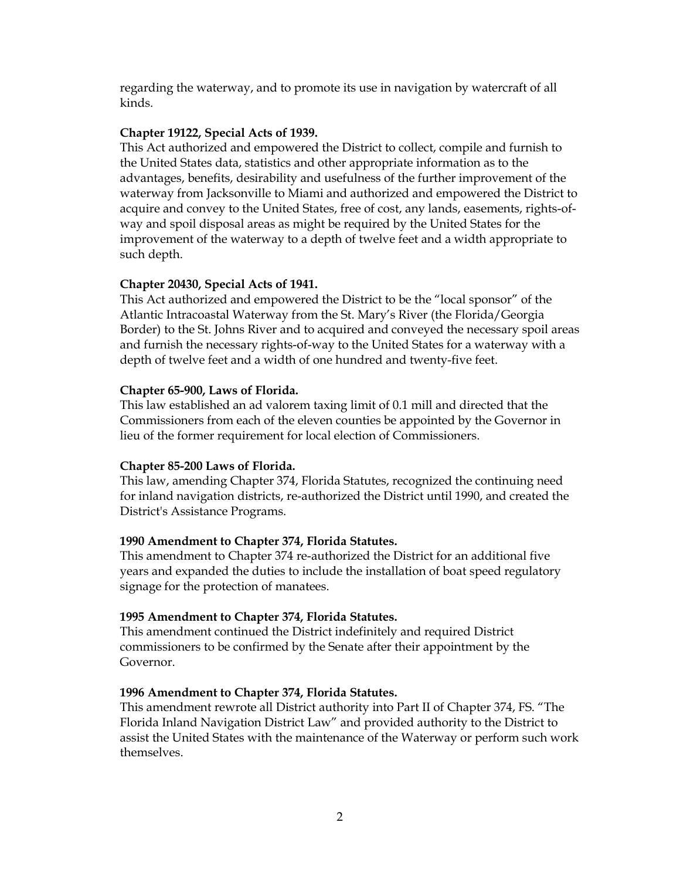regarding the waterway, and to promote its use in navigation by watercraft of all kinds.

**Chapter 19122, Special Acts of 1939.**
This Act authorized and empowered the District to collect, compile and furnish to the United States data, statistics and other appropriate information as to the advantages, benefits, desirability and usefulness of the further improvement of the waterway from Jacksonville to Miami and authorized and empowered the District to acquire and convey to the United States, free of cost, any lands, easements, rights-of-way and spoil disposal areas as might be required by the United States for the improvement of the waterway to a depth of twelve feet and a width appropriate to such depth.

**Chapter 20430, Special Acts of 1941.**
This Act authorized and empowered the District to be the "local sponsor" of the Atlantic Intracoastal Waterway from the St. Mary's River (the Florida/Georgia Border) to the St. Johns River and to acquired and conveyed the necessary spoil areas and furnish the necessary rights-of-way to the United States for a waterway with a depth of twelve feet and a width of one hundred and twenty-five feet.

**Chapter 65-900, Laws of Florida.**
This law established an ad valorem taxing limit of 0.1 mill and directed that the Commissioners from each of the eleven counties be appointed by the Governor in lieu of the former requirement for local election of Commissioners.

**Chapter 85-200 Laws of Florida.**
This law, amending Chapter 374, Florida Statutes, recognized the continuing need for inland navigation districts, re-authorized the District until 1990, and created the District's Assistance Programs.

**1990 Amendment to Chapter 374, Florida Statutes.**
This amendment to Chapter 374 re-authorized the District for an additional five years and expanded the duties to include the installation of boat speed regulatory signage for the protection of manatees.

**1995 Amendment to Chapter 374, Florida Statutes.**
This amendment continued the District indefinitely and required District commissioners to be confirmed by the Senate after their appointment by the Governor.

**1996 Amendment to Chapter 374, Florida Statutes.**
This amendment rewrote all District authority into Part II of Chapter 374, FS. "The Florida Inland Navigation District Law" and provided authority to the District to assist the United States with the maintenance of the Waterway or perform such work themselves.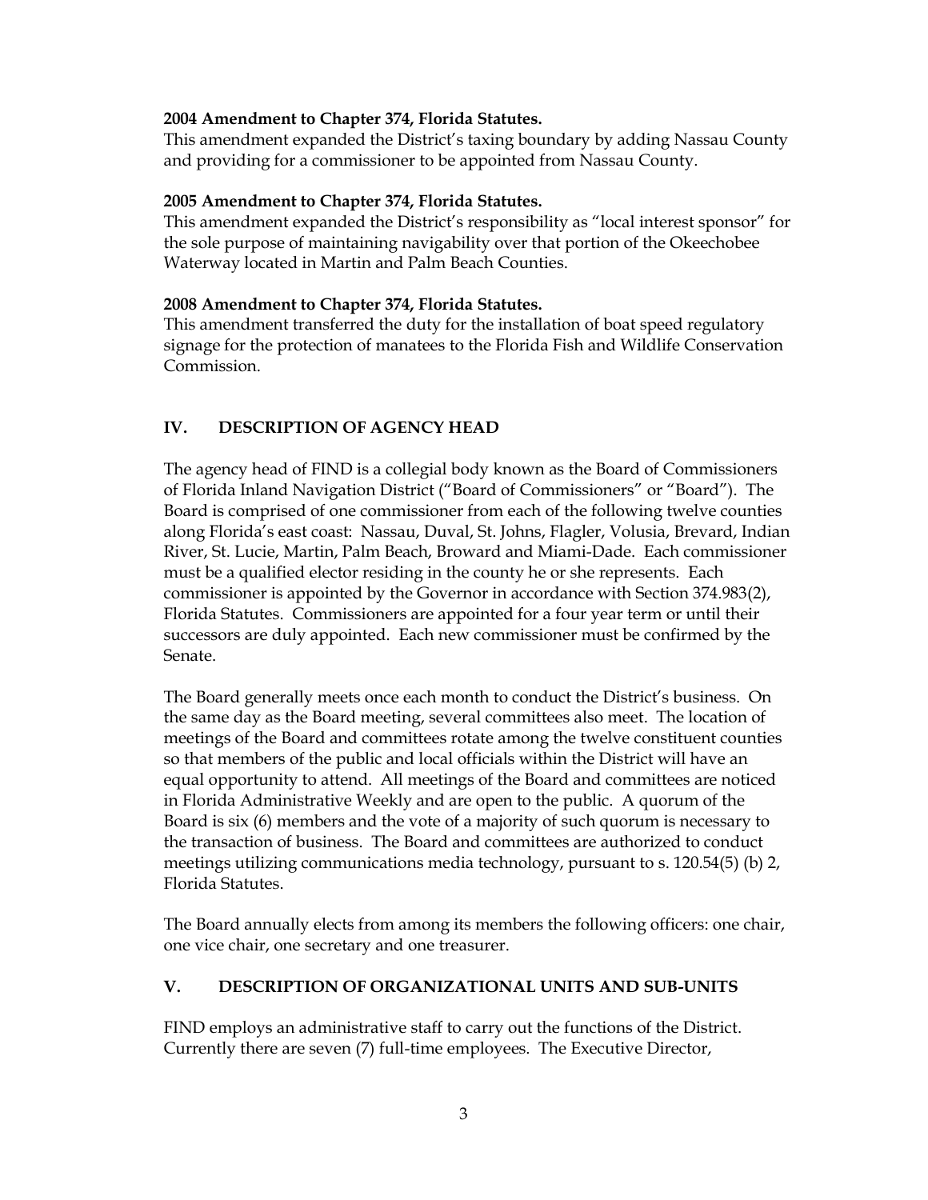**2004 Amendment to Chapter 374, Florida Statutes.**
This amendment expanded the District's taxing boundary by adding Nassau County and providing for a commissioner to be appointed from Nassau County.

**2005 Amendment to Chapter 374, Florida Statutes.**
This amendment expanded the District's responsibility as "local interest sponsor" for the sole purpose of maintaining navigability over that portion of the Okeechobee Waterway located in Martin and Palm Beach Counties.

**2008 Amendment to Chapter 374, Florida Statutes.**
This amendment transferred the duty for the installation of boat speed regulatory signage for the protection of manatees to the Florida Fish and Wildlife Conservation Commission.

## IV. DESCRIPTION OF AGENCY HEAD

The agency head of FIND is a collegial body known as the Board of Commissioners of Florida Inland Navigation District ("Board of Commissioners" or "Board"). The Board is comprised of one commissioner from each of the following twelve counties along Florida's east coast: Nassau, Duval, St. Johns, Flagler, Volusia, Brevard, Indian River, St. Lucie, Martin, Palm Beach, Broward and Miami-Dade. Each commissioner must be a qualified elector residing in the county he or she represents. Each commissioner is appointed by the Governor in accordance with Section 374.983(2), Florida Statutes. Commissioners are appointed for a four year term or until their successors are duly appointed. Each new commissioner must be confirmed by the Senate.

The Board generally meets once each month to conduct the District's business. On the same day as the Board meeting, several committees also meet. The location of meetings of the Board and committees rotate among the twelve constituent counties so that members of the public and local officials within the District will have an equal opportunity to attend. All meetings of the Board and committees are noticed in Florida Administrative Weekly and are open to the public. A quorum of the Board is six (6) members and the vote of a majority of such quorum is necessary to the transaction of business. The Board and committees are authorized to conduct meetings utilizing communications media technology, pursuant to s. 120.54(5) (b) 2, Florida Statutes.

The Board annually elects from among its members the following officers: one chair, one vice chair, one secretary and one treasurer.

## V. DESCRIPTION OF ORGANIZATIONAL UNITS AND SUB-UNITS

FIND employs an administrative staff to carry out the functions of the District. Currently there are seven (7) full-time employees. The Executive Director,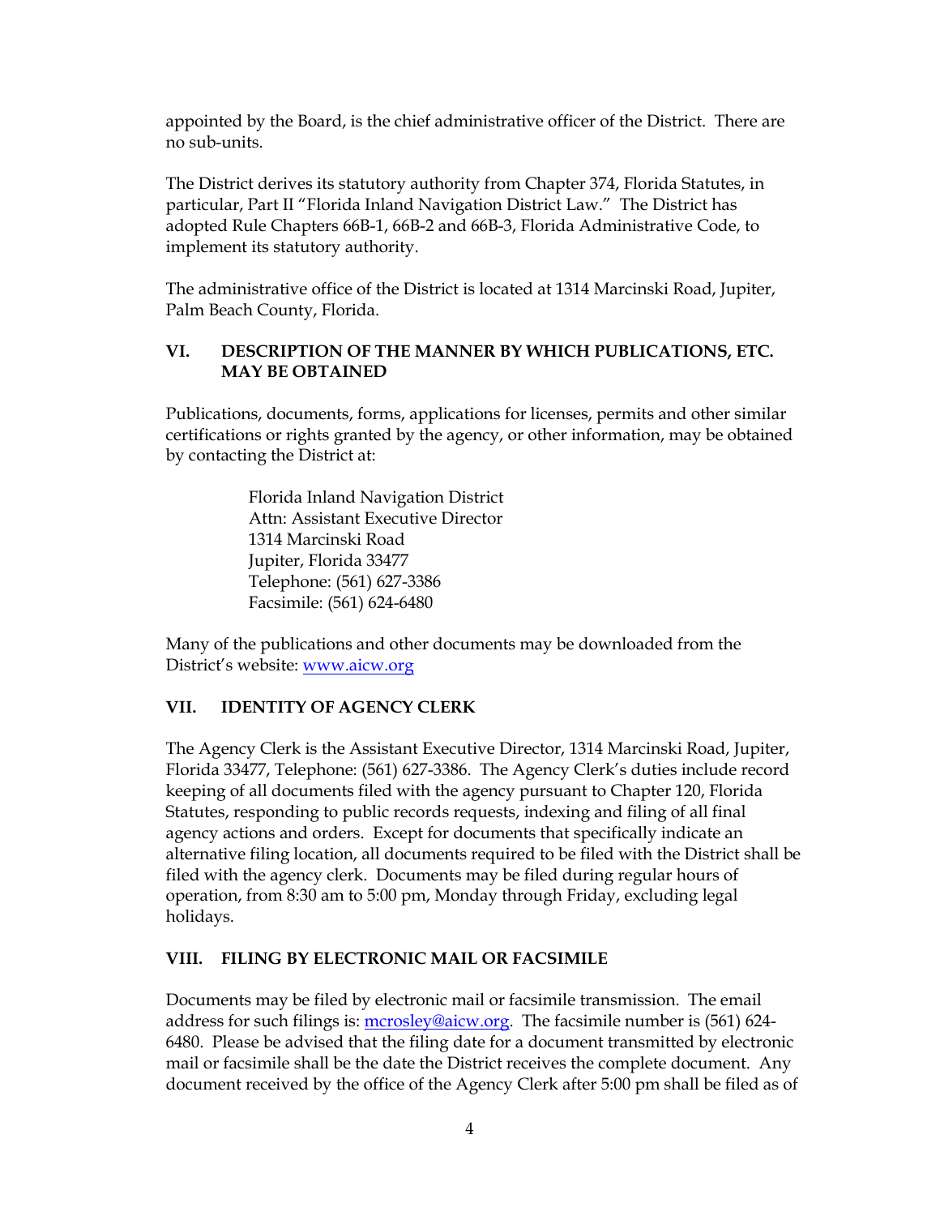appointed by the Board, is the chief administrative officer of the District. There are no sub-units.

The District derives its statutory authority from Chapter 374, Florida Statutes, in particular, Part II "Florida Inland Navigation District Law." The District has adopted Rule Chapters 66B-1, 66B-2 and 66B-3, Florida Administrative Code, to implement its statutory authority.

The administrative office of the District is located at 1314 Marcinski Road, Jupiter, Palm Beach County, Florida.

## VI. DESCRIPTION OF THE MANNER BY WHICH PUBLICATIONS, ETC. MAY BE OBTAINED

Publications, documents, forms, applications for licenses, permits and other similar certifications or rights granted by the agency, or other information, may be obtained by contacting the District at:

> Florida Inland Navigation District
> Attn: Assistant Executive Director
> 1314 Marcinski Road
> Jupiter, Florida 33477
> Telephone: (561) 627-3386
> Facsimile: (561) 624-6480

Many of the publications and other documents may be downloaded from the District's website: [www.aicw.org](www.aicw.org)

## VII. IDENTITY OF AGENCY CLERK

The Agency Clerk is the Assistant Executive Director, 1314 Marcinski Road, Jupiter, Florida 33477, Telephone: (561) 627-3386. The Agency Clerk's duties include record keeping of all documents filed with the agency pursuant to Chapter 120, Florida Statutes, responding to public records requests, indexing and filing of all final agency actions and orders. Except for documents that specifically indicate an alternative filing location, all documents required to be filed with the District shall be filed with the agency clerk. Documents may be filed during regular hours of operation, from 8:30 am to 5:00 pm, Monday through Friday, excluding legal holidays.

## VIII. FILING BY ELECTRONIC MAIL OR FACSIMILE

Documents may be filed by electronic mail or facsimile transmission. The email address for such filings is: [mcrosley@aicw.org](mailto:mcrosley@aicw.org). The facsimile number is (561) 624-6480. Please be advised that the filing date for a document transmitted by electronic mail or facsimile shall be the date the District receives the complete document. Any document received by the office of the Agency Clerk after 5:00 pm shall be filed as of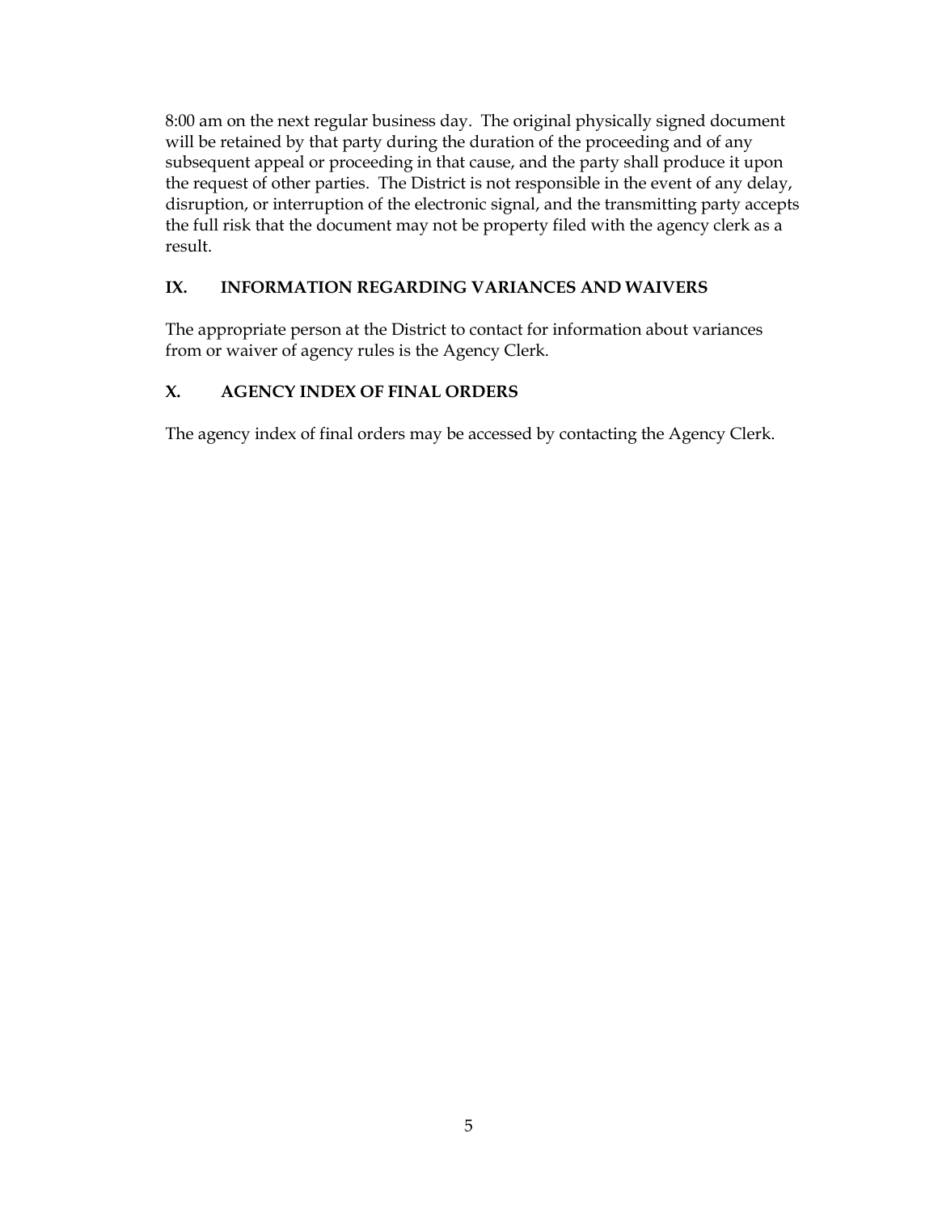8:00 am on the next regular business day. The original physically signed document will be retained by that party during the duration of the proceeding and of any subsequent appeal or proceeding in that cause, and the party shall produce it upon the request of other parties. The District is not responsible in the event of any delay, disruption, or interruption of the electronic signal, and the transmitting party accepts the full risk that the document may not be property filed with the agency clerk as a result.

## IX. INFORMATION REGARDING VARIANCES AND WAIVERS

The appropriate person at the District to contact for information about variances from or waiver of agency rules is the Agency Clerk.

## X. AGENCY INDEX OF FINAL ORDERS

The agency index of final orders may be accessed by contacting the Agency Clerk.